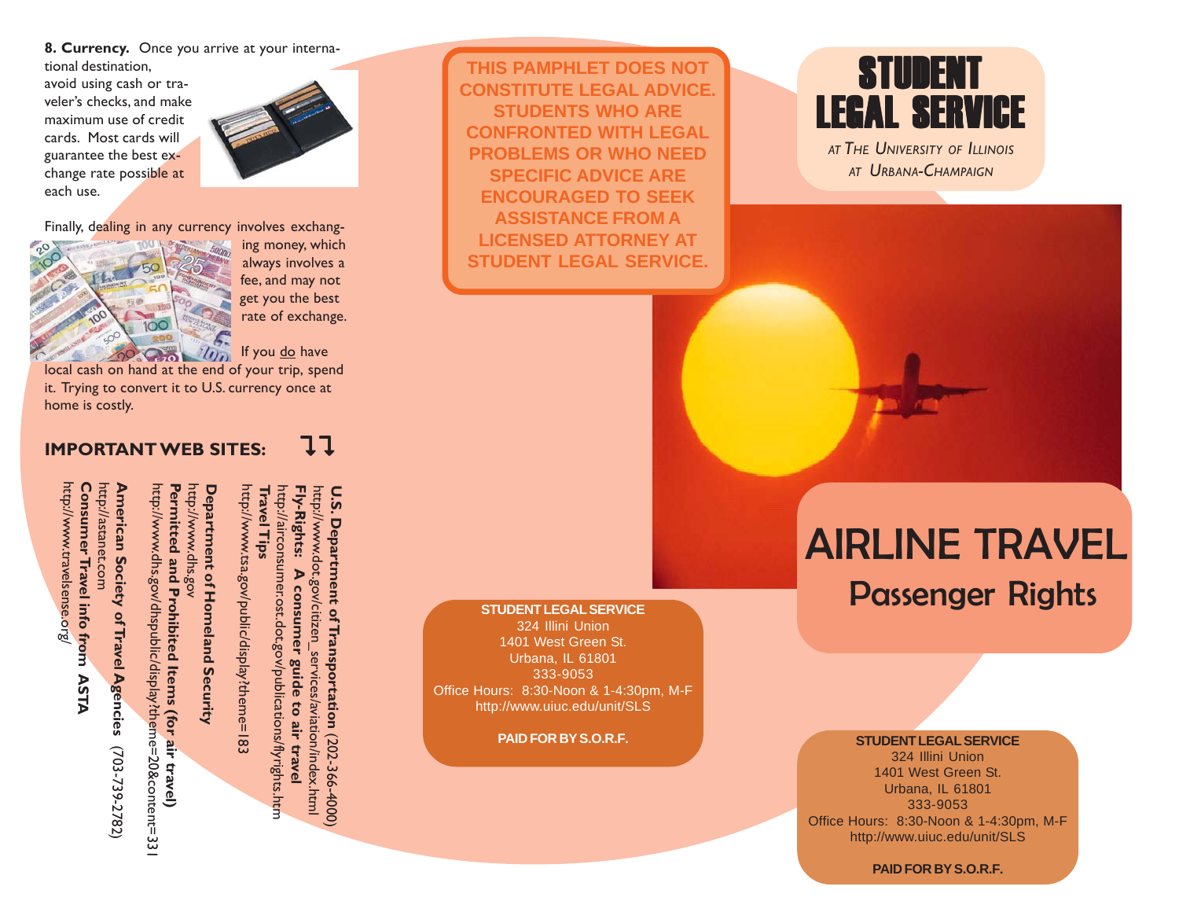**8. Currency.** Once you arrive at your international destination, avoid using cash or traveler's checks, and make maximum use of credit cards. Most cards will guarantee the best exchange rate possible at each use.

Finally, dealing in any currency involves exchanging money, which always involves a fee, and may not get you the best rate of exchange.

If you do have local cash on hand at the end of your trip, spend it. Trying to convert it to U.S. currency once at home is costly.

## IMPORTANT WEB SITES:

**U.S. Department of Transportation** (202-366-4000)
http://www.dot.gov/citizen_services/aviation/index.html

**Fly-Rights: A consumer guide to air travel**
http://airconsumer.ost.dot.gov/publications/flyrights.htm

**Travel Tips**
http://www.tsa.gov/public/display?theme=183

**Department of Homeland Security**
http://www.dhs.gov

**Permitted and Prohibited Items (for air travel)**
http://www.dhs.gov/dhspublic/display?theme=20&content=331

**American Society of Travel Agencies** (703-739-2782)
http://astanet.com

**Consumer Travel info from ASTA**
http://www.travelsense.org/

**THIS PAMPHLET DOES NOT CONSTITUTE LEGAL ADVICE. STUDENTS WHO ARE CONFRONTED WITH LEGAL PROBLEMS OR WHO NEED SPECIFIC ADVICE ARE ENCOURAGED TO SEEK ASSISTANCE FROM A LICENSED ATTORNEY AT STUDENT LEGAL SERVICE.**

**STUDENT LEGAL SERVICE**
324 Illini Union
1401 West Green St.
Urbana, IL 61801
333-9053
Office Hours: 8:30-Noon & 1-4:30pm, M-F
http://www.uiuc.edu/unit/SLS

**PAID FOR BY S.O.R.F.**

# STUDENT LEGAL SERVICE

*at The University of Illinois at Urbana-Champaign*

# AIRLINE TRAVEL

## Passenger Rights

**STUDENT LEGAL SERVICE**
324 Illini Union
1401 West Green St.
Urbana, IL 61801
333-9053
Office Hours: 8:30-Noon & 1-4:30pm, M-F
http://www.uiuc.edu/unit/SLS

**PAID FOR BY S.O.R.F.**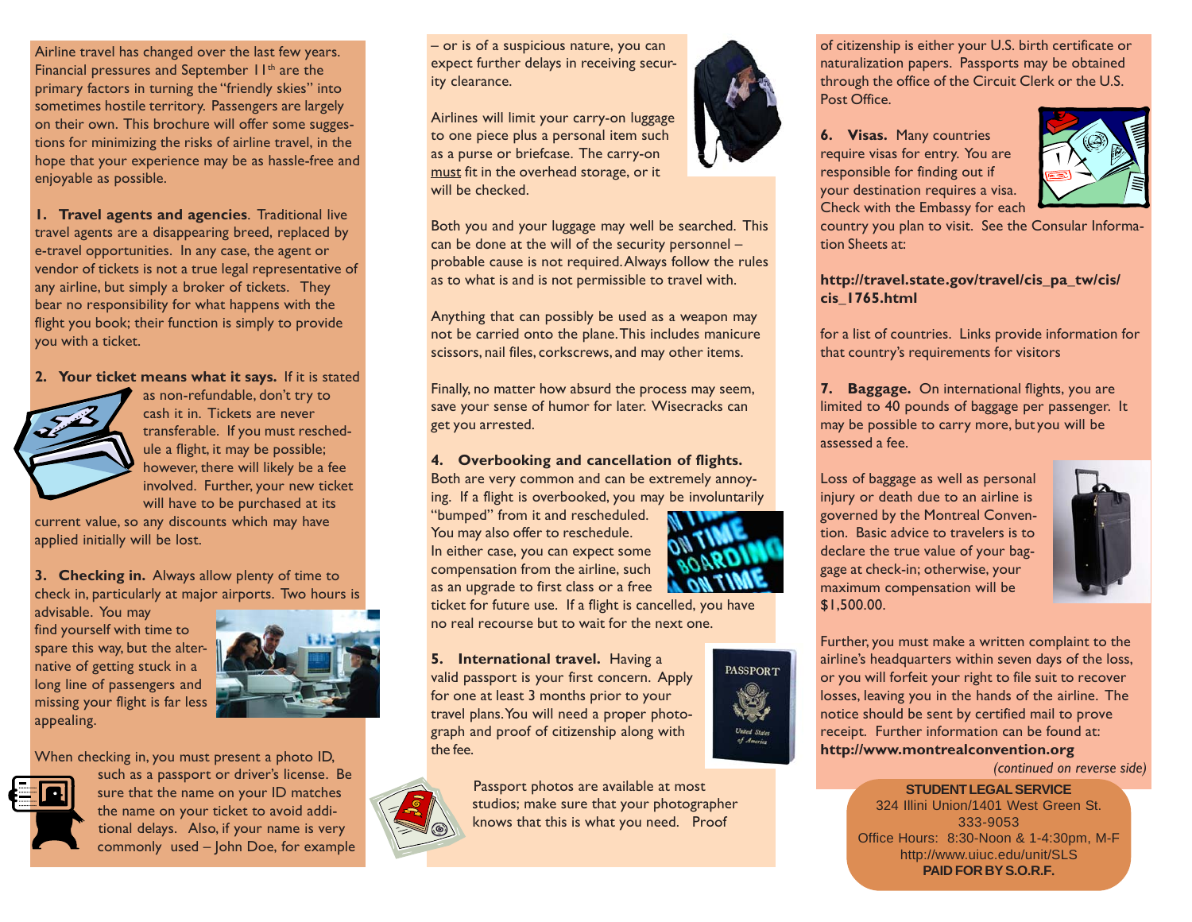Airline travel has changed over the last few years. Financial pressures and September 11th are the primary factors in turning the "friendly skies" into sometimes hostile territory. Passengers are largely on their own. This brochure will offer some suggestions for minimizing the risks of airline travel, in the hope that your experience may be as hassle-free and enjoyable as possible.

**1. Travel agents and agencies**. Traditional live travel agents are a disappearing breed, replaced by e-travel opportunities. In any case, the agent or vendor of tickets is not a true legal representative of any airline, but simply a broker of tickets. They bear no responsibility for what happens with the flight you book; their function is simply to provide you with a ticket.

**2. Your ticket means what it says.** If it is stated as non-refundable, don't try to cash it in. Tickets are never transferable. If you must reschedule a flight, it may be possible; however, there will likely be a fee involved. Further, your new ticket will have to be purchased at its current value, so any discounts which may have applied initially will be lost.

**3. Checking in.** Always allow plenty of time to check in, particularly at major airports. Two hours is advisable. You may find yourself with time to spare this way, but the alternative of getting stuck in a long line of passengers and missing your flight is far less appealing.

When checking in, you must present a photo ID, such as a passport or driver's license. Be sure that the name on your ID matches the name on your ticket to avoid additional delays. Also, if your name is very commonly used – John Doe, for example – or is of a suspicious nature, you can expect further delays in receiving security clearance.

Airlines will limit your carry-on luggage to one piece plus a personal item such as a purse or briefcase. The carry-on must fit in the overhead storage, or it will be checked.

Both you and your luggage may well be searched. This can be done at the will of the security personnel – probable cause is not required. Always follow the rules as to what is and is not permissible to travel with.

Anything that can possibly be used as a weapon may not be carried onto the plane. This includes manicure scissors, nail files, corkscrews, and may other items.

Finally, no matter how absurd the process may seem, save your sense of humor for later. Wisecracks can get you arrested.

**4. Overbooking and cancellation of flights.** Both are very common and can be extremely annoying. If a flight is overbooked, you may be involuntarily "bumped" from it and rescheduled. You may also offer to reschedule. In either case, you can expect some compensation from the airline, such as an upgrade to first class or a free ticket for future use. If a flight is cancelled, you have no real recourse but to wait for the next one.

**5. International travel.** Having a valid passport is your first concern. Apply for one at least 3 months prior to your travel plans. You will need a proper photograph and proof of citizenship along with the fee.

Passport photos are available at most studios; make sure that your photographer knows that this is what you need. Proof of citizenship is either your U.S. birth certificate or naturalization papers. Passports may be obtained through the office of the Circuit Clerk or the U.S. Post Office.

**6. Visas.** Many countries require visas for entry. You are responsible for finding out if your destination requires a visa. Check with the Embassy for each country you plan to visit. See the Consular Information Sheets at:

**http://travel.state.gov/travel/cis_pa_tw/cis/cis_1765.html**

for a list of countries. Links provide information for that country's requirements for visitors

**7. Baggage.** On international flights, you are limited to 40 pounds of baggage per passenger. It may be possible to carry more, but you will be assessed a fee.

Loss of baggage as well as personal injury or death due to an airline is governed by the Montreal Convention. Basic advice to travelers is to declare the true value of your baggage at check-in; otherwise, your maximum compensation will be $1,500.00.

Further, you must make a written complaint to the airline's headquarters within seven days of the loss, or you will forfeit your right to file suit to recover losses, leaving you in the hands of the airline. The notice should be sent by certified mail to prove receipt. Further information can be found at: **http://www.montrealconvention.org**

*(continued on reverse side)*

**STUDENT LEGAL SERVICE**
324 Illini Union/1401 West Green St.
333-9053
Office Hours: 8:30-Noon & 1-4:30pm, M-F
http://www.uiuc.edu/unit/SLS
**PAID FOR BY S.O.R.F.**